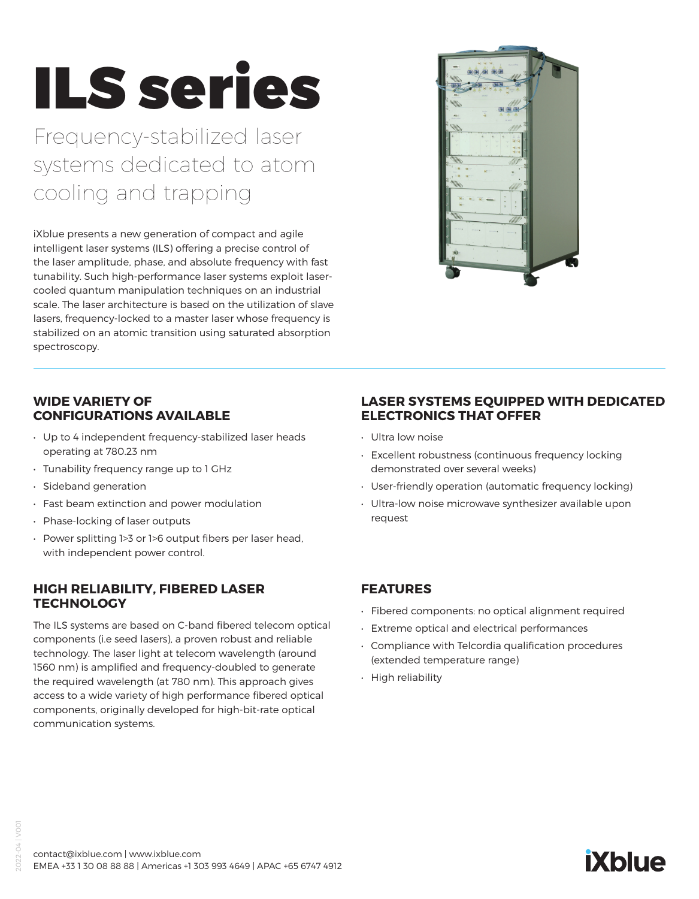# ILS series

## Frequency-stabilized laser systems dedicated to atom cooling and trapping

iXblue presents a new generation of compact and agile intelligent laser systems (ILS) offering a precise control of the laser amplitude, phase, and absolute frequency with fast tunability. Such high-performance laser systems exploit laser-cooled quantum manipulation techniques on an industrial scale. The laser architecture is based on the utilization of slave lasers, frequency-locked to a master laser whose frequency is stabilized on an atomic transition using saturated absorption spectroscopy.

### WIDE VARIETY OF CONFIGURATIONS AVAILABLE

- Up to 4 independent frequency-stabilized laser heads operating at 780.23 nm
- Tunability frequency range up to 1 GHz
- Sideband generation
- Fast beam extinction and power modulation
- Phase-locking of laser outputs
- Power splitting 1>3 or 1>6 output fibers per laser head, with independent power control.

### HIGH RELIABILITY, FIBERED LASER TECHNOLOGY

The ILS systems are based on C-band fibered telecom optical components (i.e seed lasers), a proven robust and reliable technology. The laser light at telecom wavelength (around 1560 nm) is amplified and frequency-doubled to generate the required wavelength (at 780 nm). This approach gives access to a wide variety of high performance fibered optical components, originally developed for high-bit-rate optical communication systems.

### LASER SYSTEMS EQUIPPED WITH DEDICATED ELECTRONICS THAT OFFER

- Ultra low noise
- Excellent robustness (continuous frequency locking demonstrated over several weeks)
- User-friendly operation (automatic frequency locking)
- Ultra-low noise microwave synthesizer available upon request

### FEATURES

- Fibered components: no optical alignment required
- Extreme optical and electrical performances
- Compliance with Telcordia qualification procedures (extended temperature range)
- High reliability

contact@ixblue.com | www.ixblue.com
EMEA +33 1 30 08 88 88 | Americas +1 303 993 4649 | APAC +65 6747 4912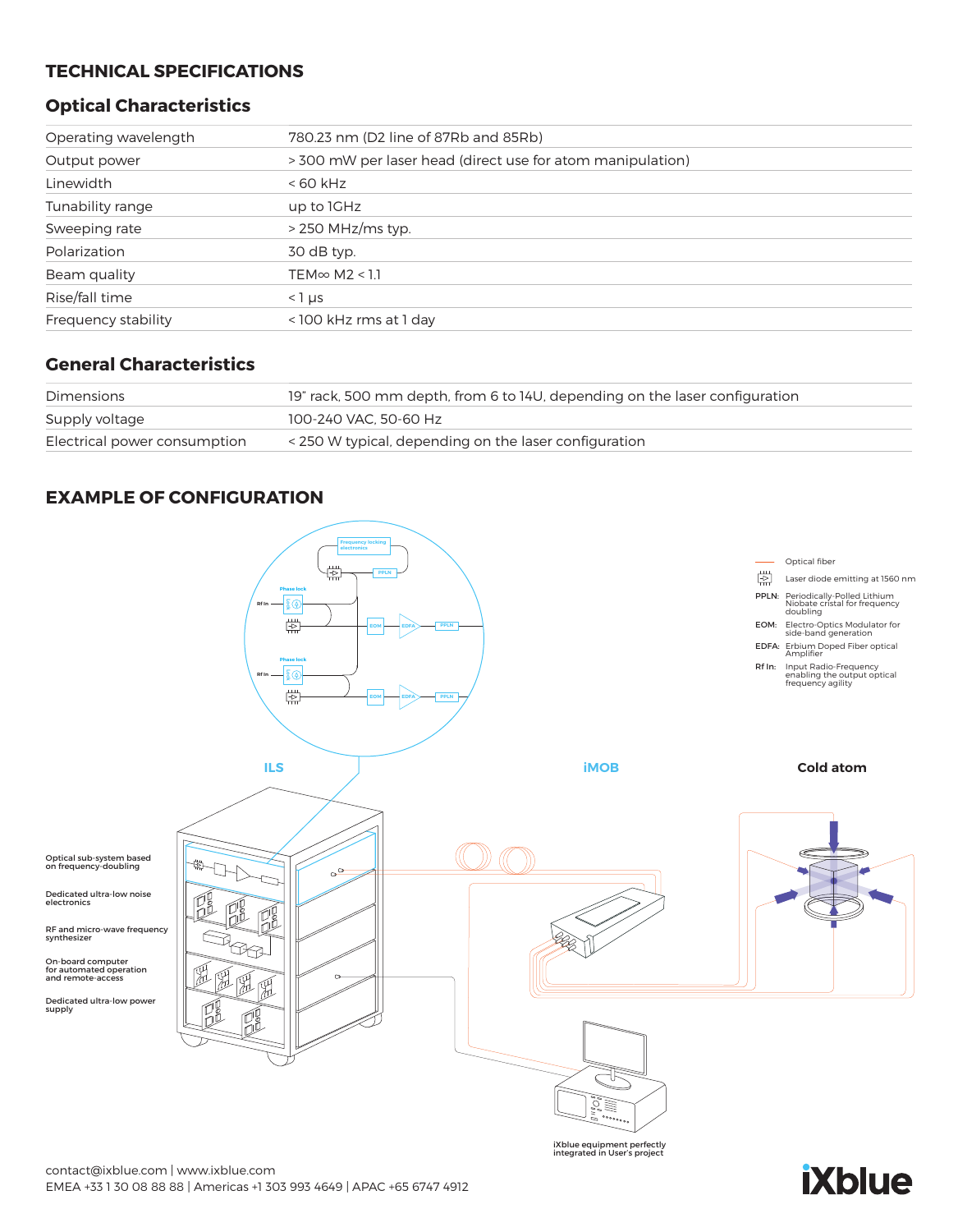# TECHNICAL SPECIFICATIONS

## Optical Characteristics

| | |
|---|---|
| Operating wavelength | 780.23 nm (D2 line of 87Rb and 85Rb) |
| Output power | > 300 mW per laser head (direct use for atom manipulation) |
| Linewidth | < 60 kHz |
| Tunability range | up to 1GHz |
| Sweeping rate | > 250 MHz/ms typ. |
| Polarization | 30 dB typ. |
| Beam quality | TEM∞ M2 < 1.1 |
| Rise/fall time | < 1 µs |
| Frequency stability | < 100 kHz rms at 1 day |

## General Characteristics

| | |
|---|---|
| Dimensions | 19" rack, 500 mm depth, from 6 to 14U, depending on the laser configuration |
| Supply voltage | 100-240 VAC, 50-60 Hz |
| Electrical power consumption | < 250 W typical, depending on the laser configuration |

# EXAMPLE OF CONFIGURATION

Frequency locking electronics

PPLN

Phase lock

Rf In

EOM

EDFA

PPLN

Phase lock

Rf In

EOM

EDFA

PPLN

Optical fiber

Laser diode emitting at 1560 nm

PPLN: Periodically-Polled Lithium Niobate cristal for frequency doubling

EOM: Electro-Optics Modulator for side-band generation

EDFA: Erbium Doped Fiber optical Amplifier

Rf In: Input Radio-Frequency enabling the output optical frequency agility

ILS

iMOB

Cold atom

Optical sub-system based on frequency-doubling

Dedicated ultra-low noise electronics

RF and micro-wave frequency synthesizer

On-board computer for automated operation and remote-access

Dedicated ultra-low power supply

iXblue equipment perfectly integrated in User's project

contact@ixblue.com | www.ixblue.com
EMEA +33 1 30 08 88 88 | Americas +1 303 993 4649 | APAC +65 6747 4912

iXblue